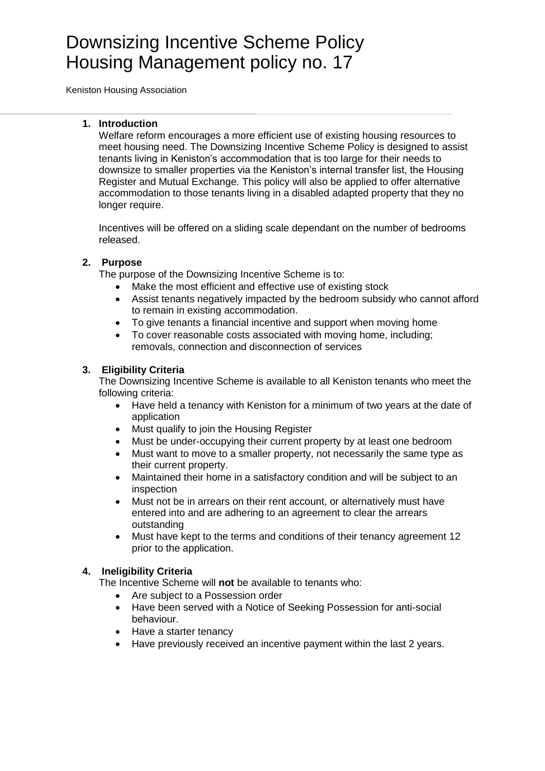# Downsizing Incentive Scheme Policy
# Housing Management policy no. 17

Keniston Housing Association

---

1. **Introduction**

   Welfare reform encourages a more efficient use of existing housing resources to meet housing need. The Downsizing Incentive Scheme Policy is designed to assist tenants living in Keniston's accommodation that is too large for their needs to downsize to smaller properties via the Keniston's internal transfer list, the Housing Register and Mutual Exchange. This policy will also be applied to offer alternative accommodation to those tenants living in a disabled adapted property that they no longer require.

   Incentives will be offered on a sliding scale dependant on the number of bedrooms released.

2. **Purpose**

   The purpose of the Downsizing Incentive Scheme is to:
   - Make the most efficient and effective use of existing stock
   - Assist tenants negatively impacted by the bedroom subsidy who cannot afford to remain in existing accommodation.
   - To give tenants a financial incentive and support when moving home
   - To cover reasonable costs associated with moving home, including; removals, connection and disconnection of services

3. **Eligibility Criteria**

   The Downsizing Incentive Scheme is available to all Keniston tenants who meet the following criteria:
   - Have held a tenancy with Keniston for a minimum of two years at the date of application
   - Must qualify to join the Housing Register
   - Must be under-occupying their current property by at least one bedroom
   - Must want to move to a smaller property, not necessarily the same type as their current property.
   - Maintained their home in a satisfactory condition and will be subject to an inspection
   - Must not be in arrears on their rent account, or alternatively must have entered into and are adhering to an agreement to clear the arrears outstanding
   - Must have kept to the terms and conditions of their tenancy agreement 12 prior to the application.

4. **Ineligibility Criteria**

   The Incentive Scheme will **not** be available to tenants who:
   - Are subject to a Possession order
   - Have been served with a Notice of Seeking Possession for anti-social behaviour.
   - Have a starter tenancy
   - Have previously received an incentive payment within the last 2 years.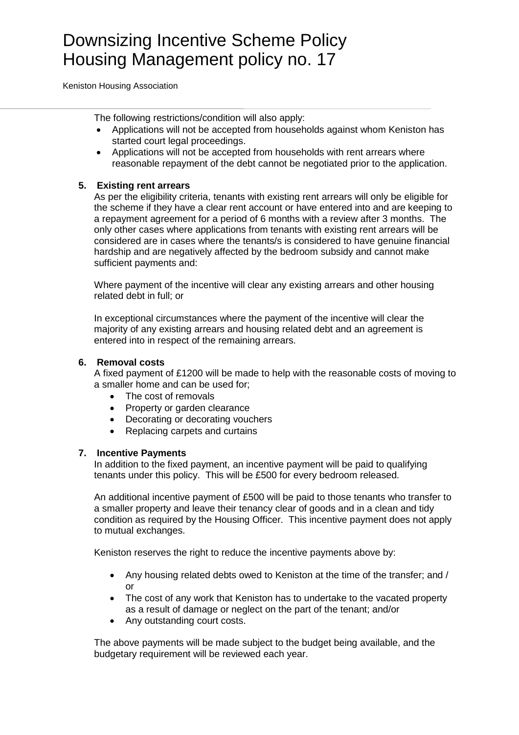The following restrictions/condition will also apply:

- Applications will not be accepted from households against whom Keniston has started court legal proceedings.
- Applications will not be accepted from households with rent arrears where reasonable repayment of the debt cannot be negotiated prior to the application.

**5. Existing rent arrears**

As per the eligibility criteria, tenants with existing rent arrears will only be eligible for the scheme if they have a clear rent account or have entered into and are keeping to a repayment agreement for a period of 6 months with a review after 3 months. The only other cases where applications from tenants with existing rent arrears will be considered are in cases where the tenants/s is considered to have genuine financial hardship and are negatively affected by the bedroom subsidy and cannot make sufficient payments and:

Where payment of the incentive will clear any existing arrears and other housing related debt in full; or

In exceptional circumstances where the payment of the incentive will clear the majority of any existing arrears and housing related debt and an agreement is entered into in respect of the remaining arrears.

**6. Removal costs**

A fixed payment of £1200 will be made to help with the reasonable costs of moving to a smaller home and can be used for;

- The cost of removals
- Property or garden clearance
- Decorating or decorating vouchers
- Replacing carpets and curtains

**7. Incentive Payments**

In addition to the fixed payment, an incentive payment will be paid to qualifying tenants under this policy. This will be £500 for every bedroom released.

An additional incentive payment of £500 will be paid to those tenants who transfer to a smaller property and leave their tenancy clear of goods and in a clean and tidy condition as required by the Housing Officer. This incentive payment does not apply to mutual exchanges.

Keniston reserves the right to reduce the incentive payments above by:

- Any housing related debts owed to Keniston at the time of the transfer; and / or
- The cost of any work that Keniston has to undertake to the vacated property as a result of damage or neglect on the part of the tenant; and/or
- Any outstanding court costs.

The above payments will be made subject to the budget being available, and the budgetary requirement will be reviewed each year.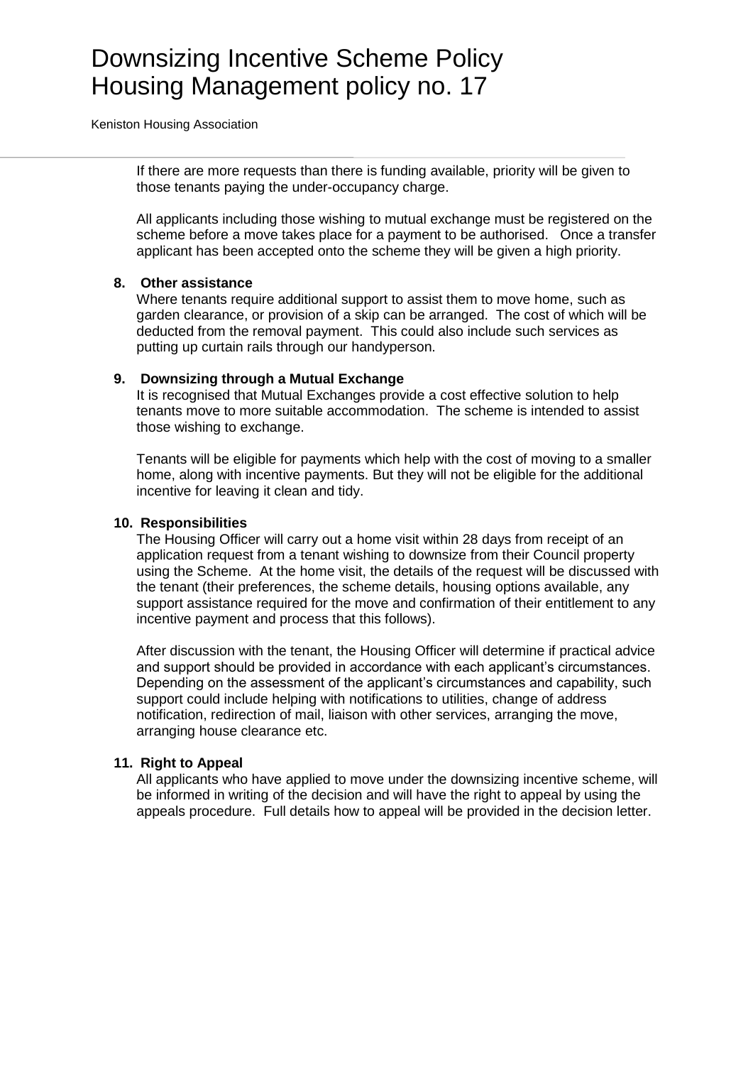If there are more requests than there is funding available, priority will be given to those tenants paying the under-occupancy charge.

All applicants including those wishing to mutual exchange must be registered on the scheme before a move takes place for a payment to be authorised. Once a transfer applicant has been accepted onto the scheme they will be given a high priority.

**8. Other assistance**

Where tenants require additional support to assist them to move home, such as garden clearance, or provision of a skip can be arranged. The cost of which will be deducted from the removal payment. This could also include such services as putting up curtain rails through our handyperson.

**9. Downsizing through a Mutual Exchange**

It is recognised that Mutual Exchanges provide a cost effective solution to help tenants move to more suitable accommodation. The scheme is intended to assist those wishing to exchange.

Tenants will be eligible for payments which help with the cost of moving to a smaller home, along with incentive payments. But they will not be eligible for the additional incentive for leaving it clean and tidy.

**10. Responsibilities**

The Housing Officer will carry out a home visit within 28 days from receipt of an application request from a tenant wishing to downsize from their Council property using the Scheme. At the home visit, the details of the request will be discussed with the tenant (their preferences, the scheme details, housing options available, any support assistance required for the move and confirmation of their entitlement to any incentive payment and process that this follows).

After discussion with the tenant, the Housing Officer will determine if practical advice and support should be provided in accordance with each applicant's circumstances. Depending on the assessment of the applicant's circumstances and capability, such support could include helping with notifications to utilities, change of address notification, redirection of mail, liaison with other services, arranging the move, arranging house clearance etc.

**11. Right to Appeal**

All applicants who have applied to move under the downsizing incentive scheme, will be informed in writing of the decision and will have the right to appeal by using the appeals procedure. Full details how to appeal will be provided in the decision letter.